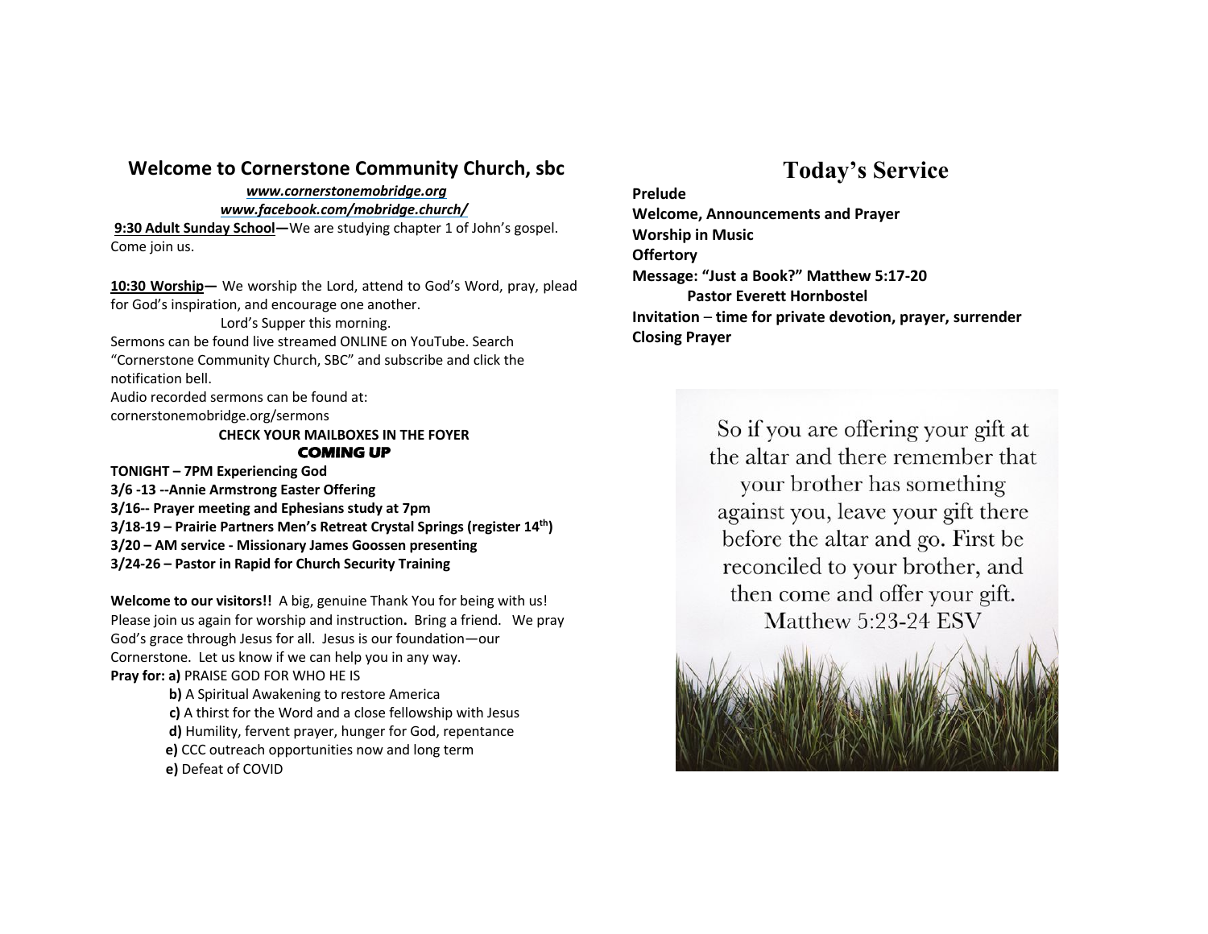## Welcome to Cornerstone Community Church, sbc

***www.cornerstonemobridge.org***
***www.facebook.com/mobridge.church/***

**9:30 Adult Sunday School—**We are studying chapter 1 of John's gospel. Come join us.

**10:30 Worship—** We worship the Lord, attend to God's Word, pray, plead for God's inspiration, and encourage one another.

Lord's Supper this morning.

Sermons can be found live streamed ONLINE on YouTube. Search "Cornerstone Community Church, SBC" and subscribe and click the notification bell.

Audio recorded sermons can be found at: cornerstonemobridge.org/sermons

**CHECK YOUR MAILBOXES IN THE FOYER**

**COMING UP**

**TONIGHT – 7PM Experiencing God**
**3/6 -13 --Annie Armstrong Easter Offering**
**3/16-- Prayer meeting and Ephesians study at 7pm**
**3/18-19 – Prairie Partners Men's Retreat Crystal Springs (register 14th)**
**3/20 – AM service - Missionary James Goossen presenting**
**3/24-26 – Pastor in Rapid for Church Security Training**

**Welcome to our visitors!!** A big, genuine Thank You for being with us! Please join us again for worship and instruction**.** Bring a friend. We pray God's grace through Jesus for all. Jesus is our foundation—our Cornerstone. Let us know if we can help you in any way.

**Pray for: a)** PRAISE GOD FOR WHO HE IS
**b)** A Spiritual Awakening to restore America
**c)** A thirst for the Word and a close fellowship with Jesus
**d)** Humility, fervent prayer, hunger for God, repentance
**e)** CCC outreach opportunities now and long term
**e)** Defeat of COVID

# Today's Service

**Prelude**
**Welcome, Announcements and Prayer**
**Worship in Music**
**Offertory**
**Message: "Just a Book?" Matthew 5:17-20**
**Pastor Everett Hornbostel**
**Invitation – time for private devotion, prayer, surrender**
**Closing Prayer**

So if you are offering your gift at the altar and there remember that your brother has something against you, leave your gift there before the altar and go. First be reconciled to your brother, and then come and offer your gift.
Matthew 5:23-24 ESV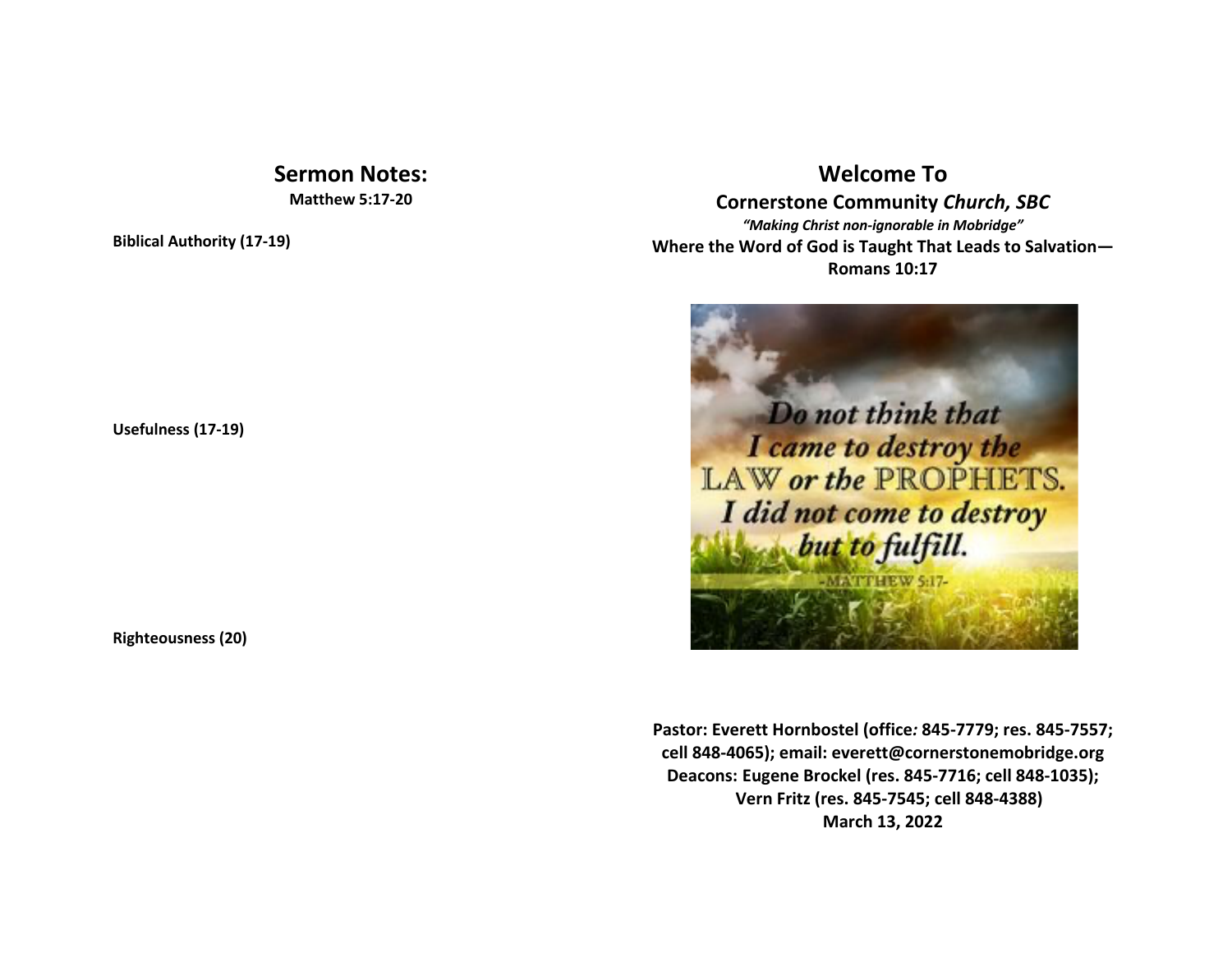## Sermon Notes:

**Matthew 5:17-20**

**Biblical Authority (17-19)**

**Usefulness (17-19)**

**Righteousness (20)**

## Welcome To

**Cornerstone Community *Church, SBC***

***"Making Christ non-ignorable in Mobridge"***

**Where the Word of God is Taught That Leads to Salvation—Romans 10:17**

Do not think that I came to destroy the LAW or the PROPHETS. I did not come to destroy but to fulfill.

-MATTHEW 5:17-

**Pastor: Everett Hornbostel (office: 845-7779; res. 845-7557; cell 848-4065); email: everett@cornerstonemobridge.org**
**Deacons: Eugene Brockel (res. 845-7716; cell 848-1035); Vern Fritz (res. 845-7545; cell 848-4388)**
**March 13, 2022**